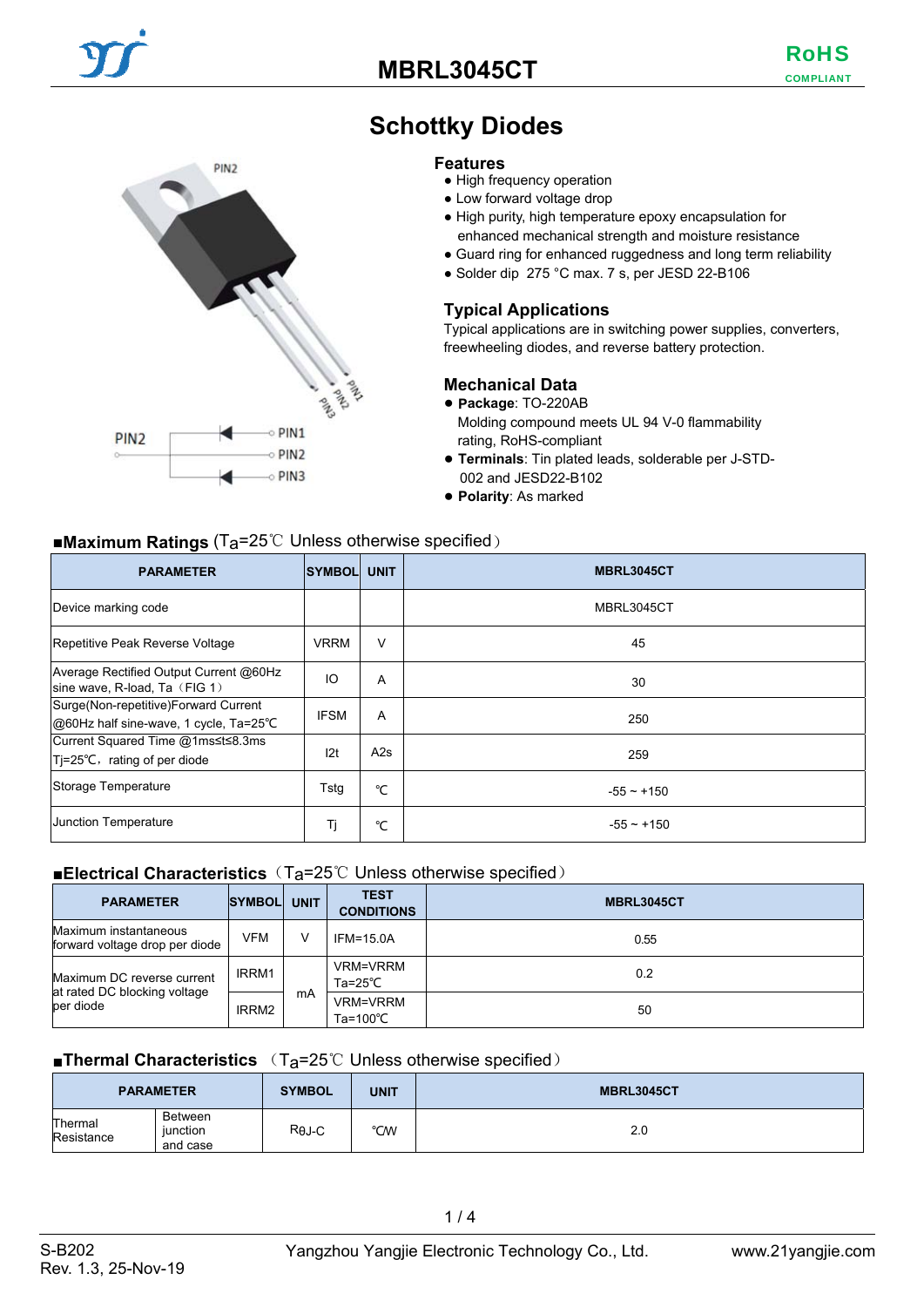# MBRL3045CT

**RoHS COMPLIANT**

## Schottky Diodes

PIN2

PIN1 PIN2 PIN3

### Features

- High frequency operation
- Low forward voltage drop
- High purity, high temperature epoxy encapsulation for enhanced mechanical strength and moisture resistance
- Guard ring for enhanced ruggedness and long term reliability
- Solder dip 275 °C max. 7 s, per JESD 22-B106

### Typical Applications

Typical applications are in switching power supplies, converters, freewheeling diodes, and reverse battery protection.

### Mechanical Data

- **Package**: TO-220AB
  Molding compound meets UL 94 V-0 flammability rating, RoHS-compliant
- **Terminals**: Tin plated leads, solderable per J-STD-002 and JESD22-B102
- **Polarity**: As marked

### ■Maximum Ratings ($T_a$=25℃ Unless otherwise specified）

| PARAMETER | SYMBOL | UNIT | MBRL3045CT |
|---|---|---|---|
| Device marking code | | | MBRL3045CT |
| Repetitive Peak Reverse Voltage | VRRM | V | 45 |
| Average Rectified Output Current @60Hz sine wave, R-load, Ta（FIG 1） | IO | A | 30 |
| Surge(Non-repetitive)Forward Current @60Hz half sine-wave, 1 cycle, Ta=25℃ | IFSM | A | 250 |
| Current Squared Time @1ms≤t≤8.3ms Tj=25℃，rating of per diode | I2t | A2s | 259 |
| Storage Temperature | Tstg | ℃ | -55 ~ +150 |
| Junction Temperature | Tj | ℃ | -55 ~ +150 |

### ■Electrical Characteristics（$T_a$=25℃ Unless otherwise specified）

| PARAMETER | SYMBOL | UNIT | TEST CONDITIONS | MBRL3045CT |
|---|---|---|---|---|
| Maximum instantaneous forward voltage drop per diode | VFM | V | IFM=15.0A | 0.55 |
| Maximum DC reverse current at rated DC blocking voltage per diode | IRRM1 | mA | VRM=VRRM Ta=25℃ | 0.2 |
| | IRRM2 | | VRM=VRRM Ta=100℃ | 50 |

### ■Thermal Characteristics （$T_a$=25℃ Unless otherwise specified）

| PARAMETER | | SYMBOL | UNIT | MBRL3045CT |
|---|---|---|---|---|
| Thermal Resistance | Between junction and case | $R_{\theta J\text{-}C}$ | ℃/W | 2.0 |

S-B202
Rev. 1.3, 25-Nov-19

Yangzhou Yangjie Electronic Technology Co., Ltd.

www.21yangjie.com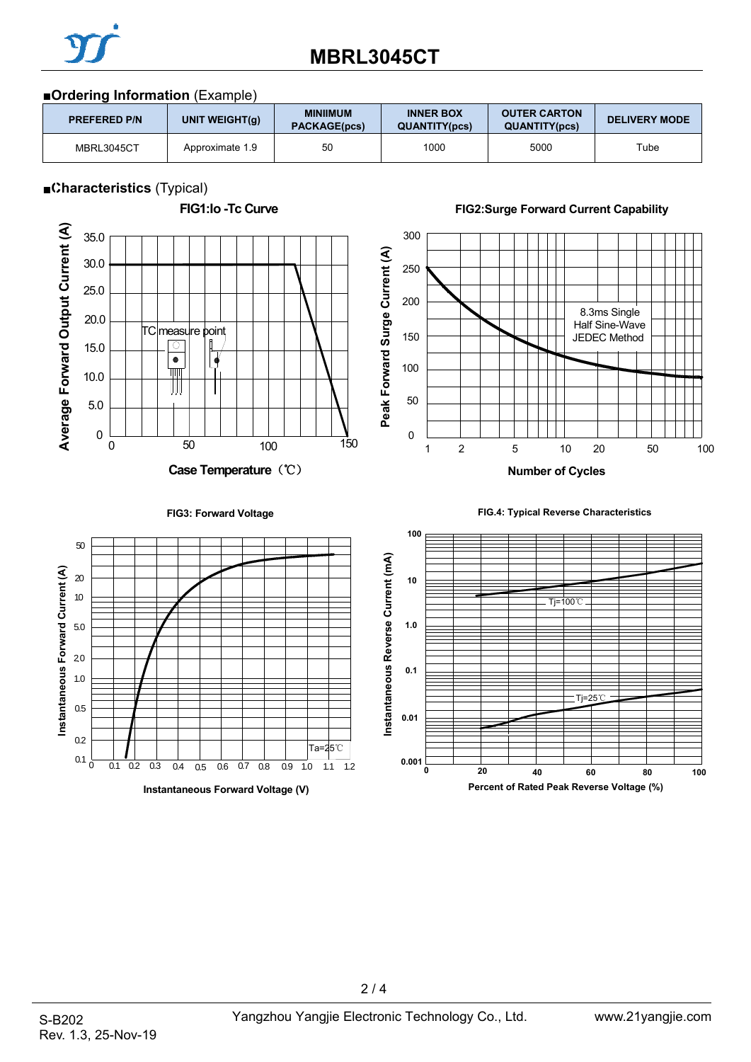# MBRL3045CT

## ■Ordering Information (Example)

| PREFERED P/N | UNIT WEIGHT(g) | MINIIMUM PACKAGE(pcs) | INNER BOX QUANTITY(pcs) | OUTER CARTON QUANTITY(pcs) | DELIVERY MODE |
|---|---|---|---|---|---|
| MBRL3045CT | Approximate 1.9 | 50 | 1000 | 5000 | Tube |

## ■Characteristics (Typical)

FIG1:Io -Tc Curve

FIG2:Surge Forward Current Capability

FIG3: Forward Voltage

FIG.4: Typical Reverse Characteristics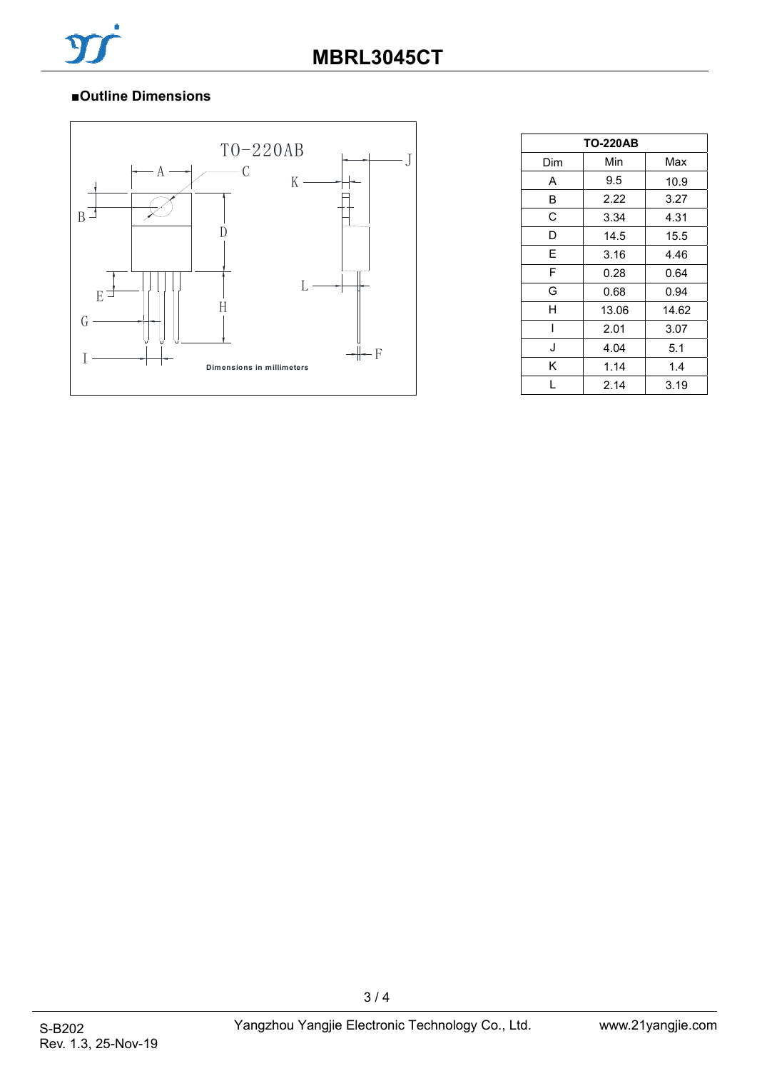# MBRL3045CT

## ■Outline Dimensions

TO-220AB

Dimensions in millimeters

| TO-220AB | | |
|---|---|---|
| Dim | Min | Max |
| A | 9.5 | 10.9 |
| B | 2.22 | 3.27 |
| C | 3.34 | 4.31 |
| D | 14.5 | 15.5 |
| E | 3.16 | 4.46 |
| F | 0.28 | 0.64 |
| G | 0.68 | 0.94 |
| H | 13.06 | 14.62 |
| I | 2.01 | 3.07 |
| J | 4.04 | 5.1 |
| K | 1.14 | 1.4 |
| L | 2.14 | 3.19 |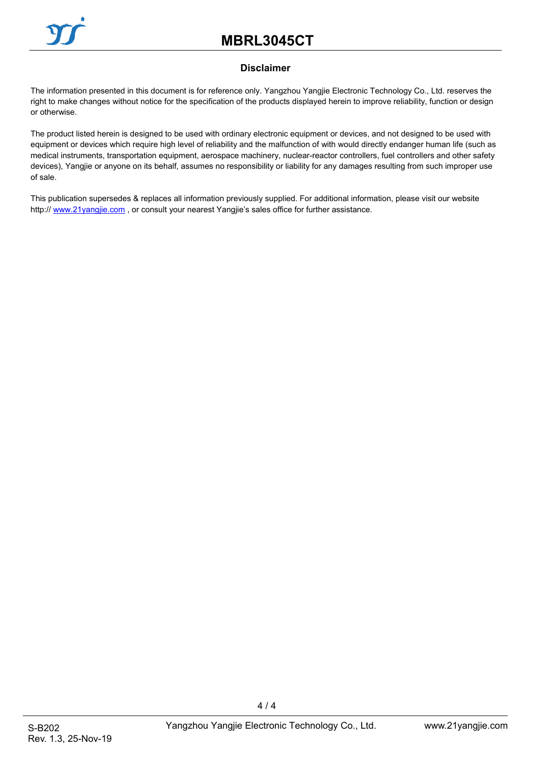## Disclaimer

The information presented in this document is for reference only. Yangzhou Yangjie Electronic Technology Co., Ltd. reserves the right to make changes without notice for the specification of the products displayed herein to improve reliability, function or design or otherwise.

The product listed herein is designed to be used with ordinary electronic equipment or devices, and not designed to be used with equipment or devices which require high level of reliability and the malfunction of with would directly endanger human life (such as medical instruments, transportation equipment, aerospace machinery, nuclear-reactor controllers, fuel controllers and other safety devices), Yangjie or anyone on its behalf, assumes no responsibility or liability for any damages resulting from such improper use of sale.

This publication supersedes & replaces all information previously supplied. For additional information, please visit our website http:// www.21yangjie.com , or consult your nearest Yangjie's sales office for further assistance.